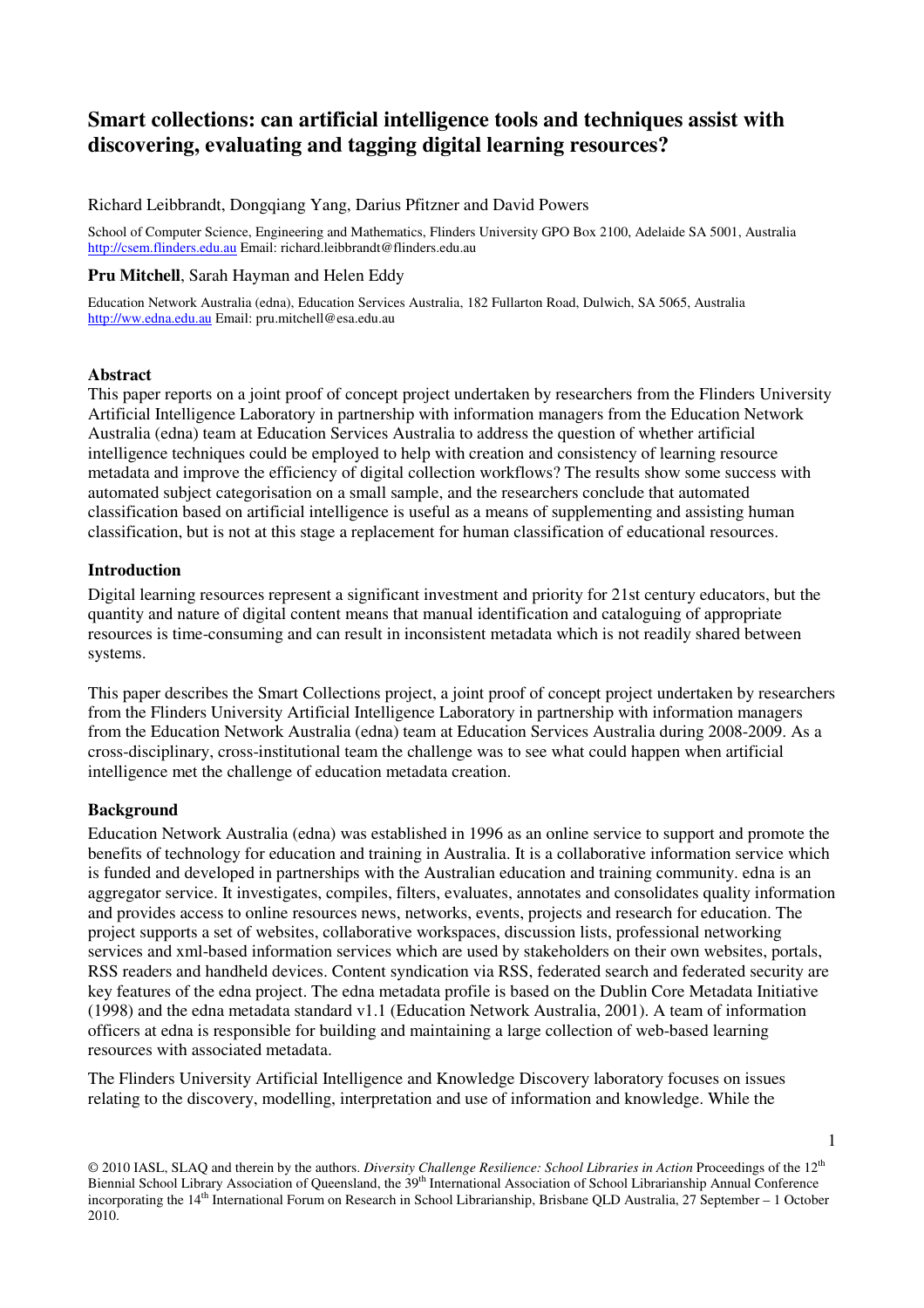# Smart collections: can artificial intelligence tools and techniques assist with discovering, evaluating and tagging digital learning resources?

Richard Leibbrandt, Dongqiang Yang, Darius Pfitzner and David Powers

School of Computer Science, Engineering and Mathematics, Flinders University GPO Box 2100, Adelaide SA 5001, Australia http://csem.flinders.edu.au Email: richard.leibbrandt@flinders.edu.au

**Pru Mitchell**, Sarah Hayman and Helen Eddy

Education Network Australia (edna), Education Services Australia, 182 Fullarton Road, Dulwich, SA 5065, Australia http://ww.edna.edu.au Email: pru.mitchell@esa.edu.au

## Abstract

This paper reports on a joint proof of concept project undertaken by researchers from the Flinders University Artificial Intelligence Laboratory in partnership with information managers from the Education Network Australia (edna) team at Education Services Australia to address the question of whether artificial intelligence techniques could be employed to help with creation and consistency of learning resource metadata and improve the efficiency of digital collection workflows? The results show some success with automated subject categorisation on a small sample, and the researchers conclude that automated classification based on artificial intelligence is useful as a means of supplementing and assisting human classification, but is not at this stage a replacement for human classification of educational resources.

## Introduction

Digital learning resources represent a significant investment and priority for 21st century educators, but the quantity and nature of digital content means that manual identification and cataloguing of appropriate resources is time-consuming and can result in inconsistent metadata which is not readily shared between systems.

This paper describes the Smart Collections project, a joint proof of concept project undertaken by researchers from the Flinders University Artificial Intelligence Laboratory in partnership with information managers from the Education Network Australia (edna) team at Education Services Australia during 2008-2009. As a cross-disciplinary, cross-institutional team the challenge was to see what could happen when artificial intelligence met the challenge of education metadata creation.

## Background

Education Network Australia (edna) was established in 1996 as an online service to support and promote the benefits of technology for education and training in Australia. It is a collaborative information service which is funded and developed in partnerships with the Australian education and training community. edna is an aggregator service. It investigates, compiles, filters, evaluates, annotates and consolidates quality information and provides access to online resources news, networks, events, projects and research for education. The project supports a set of websites, collaborative workspaces, discussion lists, professional networking services and xml-based information services which are used by stakeholders on their own websites, portals, RSS readers and handheld devices. Content syndication via RSS, federated search and federated security are key features of the edna project. The edna metadata profile is based on the Dublin Core Metadata Initiative (1998) and the edna metadata standard v1.1 (Education Network Australia, 2001). A team of information officers at edna is responsible for building and maintaining a large collection of web-based learning resources with associated metadata.

The Flinders University Artificial Intelligence and Knowledge Discovery laboratory focuses on issues relating to the discovery, modelling, interpretation and use of information and knowledge. While the

© 2010 IASL, SLAQ and therein by the authors. *Diversity Challenge Resilience: School Libraries in Action* Proceedings of the 12th Biennial School Library Association of Queensland, the 39th International Association of School Librarianship Annual Conference incorporating the 14th International Forum on Research in School Librarianship, Brisbane QLD Australia, 27 September – 1 October 2010.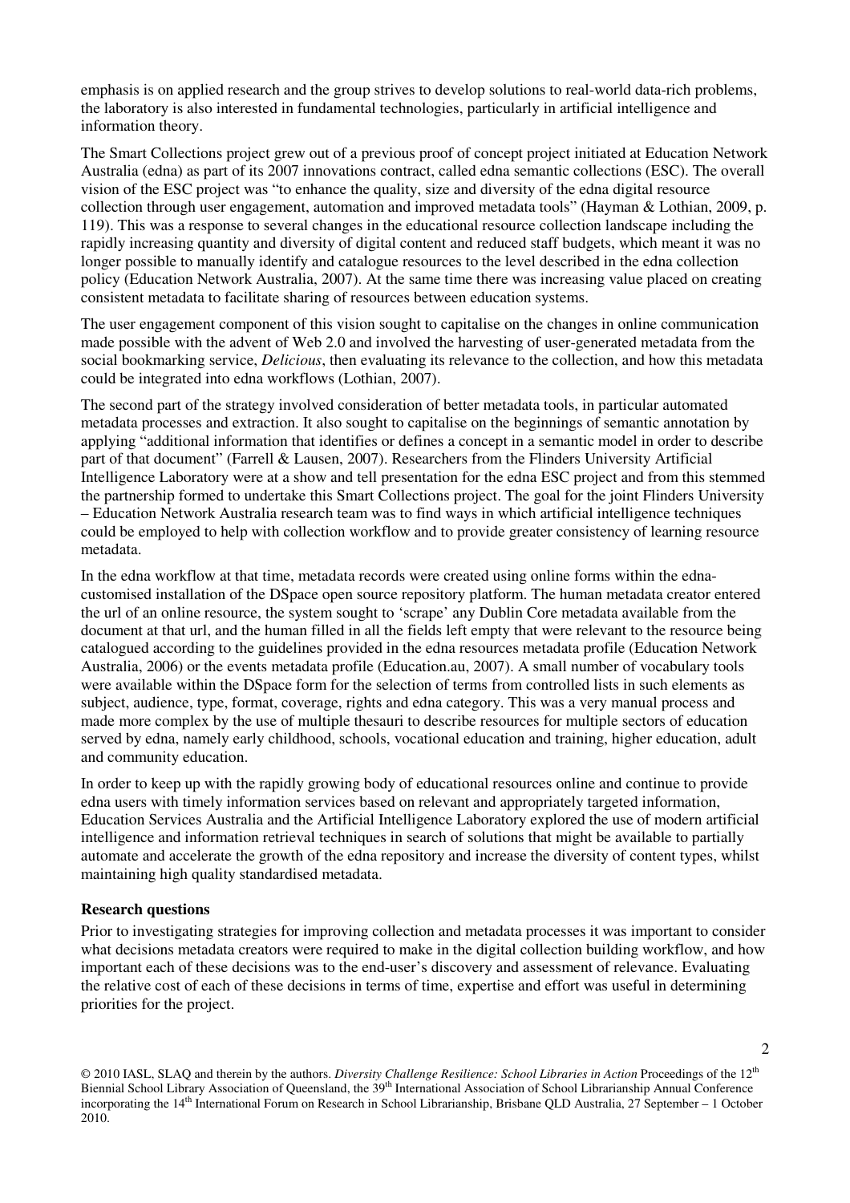emphasis is on applied research and the group strives to develop solutions to real-world data-rich problems, the laboratory is also interested in fundamental technologies, particularly in artificial intelligence and information theory.

The Smart Collections project grew out of a previous proof of concept project initiated at Education Network Australia (edna) as part of its 2007 innovations contract, called edna semantic collections (ESC). The overall vision of the ESC project was "to enhance the quality, size and diversity of the edna digital resource collection through user engagement, automation and improved metadata tools" (Hayman & Lothian, 2009, p. 119). This was a response to several changes in the educational resource collection landscape including the rapidly increasing quantity and diversity of digital content and reduced staff budgets, which meant it was no longer possible to manually identify and catalogue resources to the level described in the edna collection policy (Education Network Australia, 2007). At the same time there was increasing value placed on creating consistent metadata to facilitate sharing of resources between education systems.

The user engagement component of this vision sought to capitalise on the changes in online communication made possible with the advent of Web 2.0 and involved the harvesting of user-generated metadata from the social bookmarking service, *Delicious*, then evaluating its relevance to the collection, and how this metadata could be integrated into edna workflows (Lothian, 2007).

The second part of the strategy involved consideration of better metadata tools, in particular automated metadata processes and extraction. It also sought to capitalise on the beginnings of semantic annotation by applying "additional information that identifies or defines a concept in a semantic model in order to describe part of that document" (Farrell & Lausen, 2007). Researchers from the Flinders University Artificial Intelligence Laboratory were at a show and tell presentation for the edna ESC project and from this stemmed the partnership formed to undertake this Smart Collections project. The goal for the joint Flinders University – Education Network Australia research team was to find ways in which artificial intelligence techniques could be employed to help with collection workflow and to provide greater consistency of learning resource metadata.

In the edna workflow at that time, metadata records were created using online forms within the edna-customised installation of the DSpace open source repository platform. The human metadata creator entered the url of an online resource, the system sought to 'scrape' any Dublin Core metadata available from the document at that url, and the human filled in all the fields left empty that were relevant to the resource being catalogued according to the guidelines provided in the edna resources metadata profile (Education Network Australia, 2006) or the events metadata profile (Education.au, 2007). A small number of vocabulary tools were available within the DSpace form for the selection of terms from controlled lists in such elements as subject, audience, type, format, coverage, rights and edna category. This was a very manual process and made more complex by the use of multiple thesauri to describe resources for multiple sectors of education served by edna, namely early childhood, schools, vocational education and training, higher education, adult and community education.

In order to keep up with the rapidly growing body of educational resources online and continue to provide edna users with timely information services based on relevant and appropriately targeted information, Education Services Australia and the Artificial Intelligence Laboratory explored the use of modern artificial intelligence and information retrieval techniques in search of solutions that might be available to partially automate and accelerate the growth of the edna repository and increase the diversity of content types, whilst maintaining high quality standardised metadata.

**Research questions**

Prior to investigating strategies for improving collection and metadata processes it was important to consider what decisions metadata creators were required to make in the digital collection building workflow, and how important each of these decisions was to the end-user's discovery and assessment of relevance. Evaluating the relative cost of each of these decisions in terms of time, expertise and effort was useful in determining priorities for the project.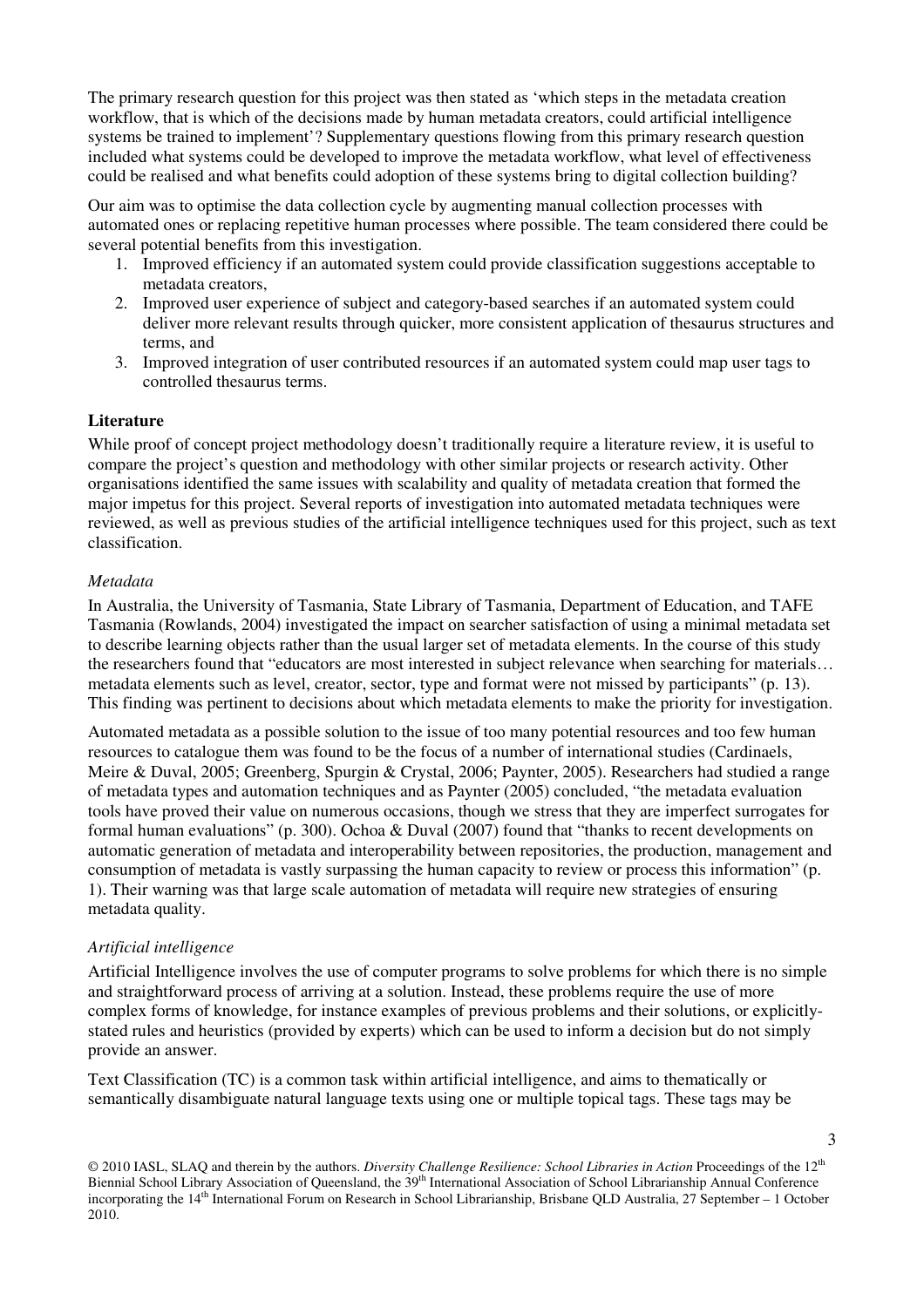The primary research question for this project was then stated as 'which steps in the metadata creation workflow, that is which of the decisions made by human metadata creators, could artificial intelligence systems be trained to implement'? Supplementary questions flowing from this primary research question included what systems could be developed to improve the metadata workflow, what level of effectiveness could be realised and what benefits could adoption of these systems bring to digital collection building?

Our aim was to optimise the data collection cycle by augmenting manual collection processes with automated ones or replacing repetitive human processes where possible. The team considered there could be several potential benefits from this investigation.

1. Improved efficiency if an automated system could provide classification suggestions acceptable to metadata creators,
2. Improved user experience of subject and category-based searches if an automated system could deliver more relevant results through quicker, more consistent application of thesaurus structures and terms, and
3. Improved integration of user contributed resources if an automated system could map user tags to controlled thesaurus terms.

## Literature

While proof of concept project methodology doesn't traditionally require a literature review, it is useful to compare the project's question and methodology with other similar projects or research activity. Other organisations identified the same issues with scalability and quality of metadata creation that formed the major impetus for this project. Several reports of investigation into automated metadata techniques were reviewed, as well as previous studies of the artificial intelligence techniques used for this project, such as text classification.

### *Metadata*

In Australia, the University of Tasmania, State Library of Tasmania, Department of Education, and TAFE Tasmania (Rowlands, 2004) investigated the impact on searcher satisfaction of using a minimal metadata set to describe learning objects rather than the usual larger set of metadata elements. In the course of this study the researchers found that "educators are most interested in subject relevance when searching for materials… metadata elements such as level, creator, sector, type and format were not missed by participants" (p. 13). This finding was pertinent to decisions about which metadata elements to make the priority for investigation.

Automated metadata as a possible solution to the issue of too many potential resources and too few human resources to catalogue them was found to be the focus of a number of international studies (Cardinaels, Meire & Duval, 2005; Greenberg, Spurgin & Crystal, 2006; Paynter, 2005). Researchers had studied a range of metadata types and automation techniques and as Paynter (2005) concluded, "the metadata evaluation tools have proved their value on numerous occasions, though we stress that they are imperfect surrogates for formal human evaluations" (p. 300). Ochoa & Duval (2007) found that "thanks to recent developments on automatic generation of metadata and interoperability between repositories, the production, management and consumption of metadata is vastly surpassing the human capacity to review or process this information" (p. 1). Their warning was that large scale automation of metadata will require new strategies of ensuring metadata quality.

### *Artificial intelligence*

Artificial Intelligence involves the use of computer programs to solve problems for which there is no simple and straightforward process of arriving at a solution. Instead, these problems require the use of more complex forms of knowledge, for instance examples of previous problems and their solutions, or explicitly-stated rules and heuristics (provided by experts) which can be used to inform a decision but do not simply provide an answer.

Text Classification (TC) is a common task within artificial intelligence, and aims to thematically or semantically disambiguate natural language texts using one or multiple topical tags. These tags may be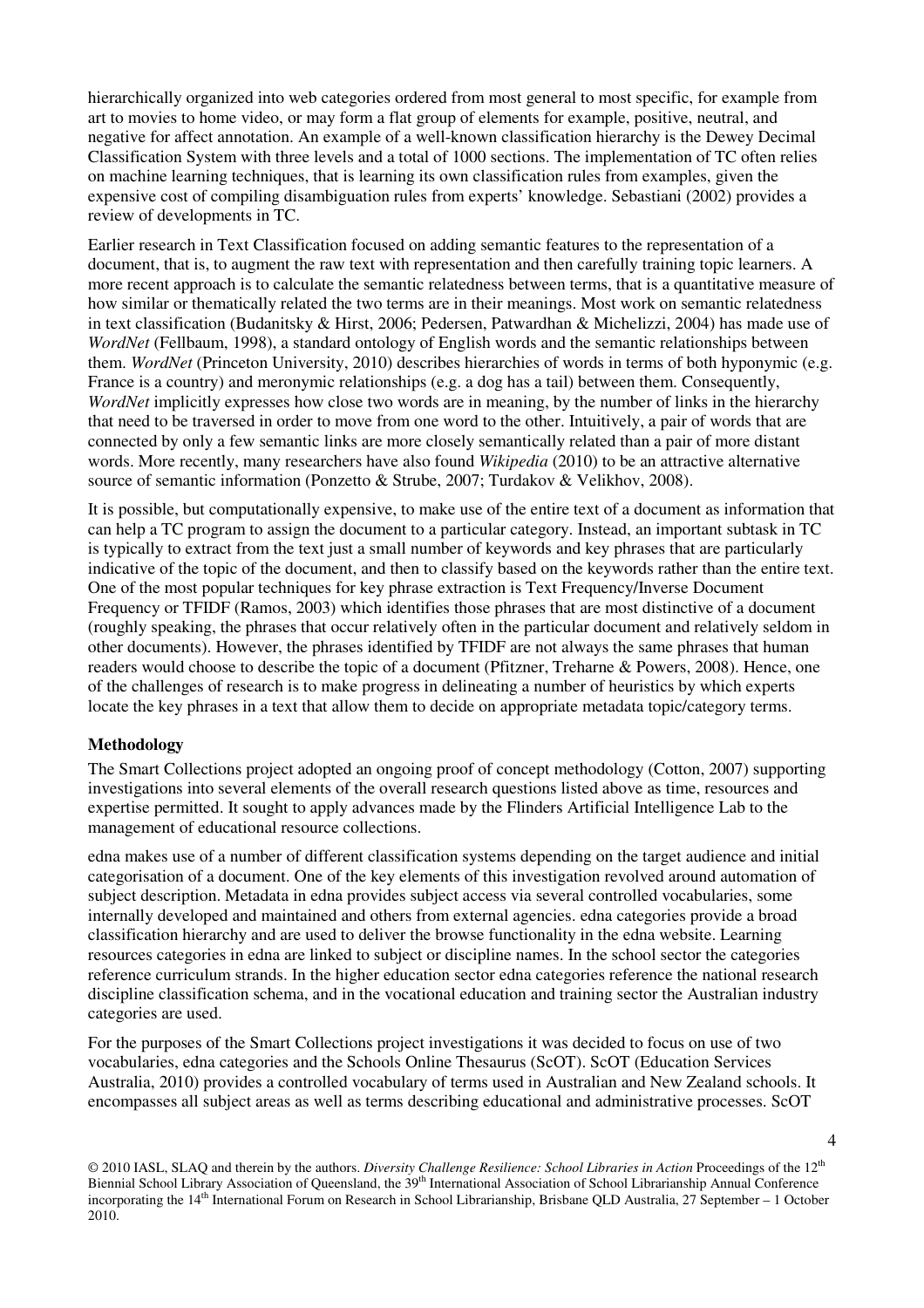hierarchically organized into web categories ordered from most general to most specific, for example from art to movies to home video, or may form a flat group of elements for example, positive, neutral, and negative for affect annotation. An example of a well-known classification hierarchy is the Dewey Decimal Classification System with three levels and a total of 1000 sections. The implementation of TC often relies on machine learning techniques, that is learning its own classification rules from examples, given the expensive cost of compiling disambiguation rules from experts' knowledge. Sebastiani (2002) provides a review of developments in TC.

Earlier research in Text Classification focused on adding semantic features to the representation of a document, that is, to augment the raw text with representation and then carefully training topic learners. A more recent approach is to calculate the semantic relatedness between terms, that is a quantitative measure of how similar or thematically related the two terms are in their meanings. Most work on semantic relatedness in text classification (Budanitsky & Hirst, 2006; Pedersen, Patwardhan & Michelizzi, 2004) has made use of *WordNet* (Fellbaum, 1998), a standard ontology of English words and the semantic relationships between them. *WordNet* (Princeton University, 2010) describes hierarchies of words in terms of both hyponymic (e.g. France is a country) and meronymic relationships (e.g. a dog has a tail) between them. Consequently, *WordNet* implicitly expresses how close two words are in meaning, by the number of links in the hierarchy that need to be traversed in order to move from one word to the other. Intuitively, a pair of words that are connected by only a few semantic links are more closely semantically related than a pair of more distant words. More recently, many researchers have also found *Wikipedia* (2010) to be an attractive alternative source of semantic information (Ponzetto & Strube, 2007; Turdakov & Velikhov, 2008).

It is possible, but computationally expensive, to make use of the entire text of a document as information that can help a TC program to assign the document to a particular category. Instead, an important subtask in TC is typically to extract from the text just a small number of keywords and key phrases that are particularly indicative of the topic of the document, and then to classify based on the keywords rather than the entire text. One of the most popular techniques for key phrase extraction is Text Frequency/Inverse Document Frequency or TFIDF (Ramos, 2003) which identifies those phrases that are most distinctive of a document (roughly speaking, the phrases that occur relatively often in the particular document and relatively seldom in other documents). However, the phrases identified by TFIDF are not always the same phrases that human readers would choose to describe the topic of a document (Pfitzner, Treharne & Powers, 2008). Hence, one of the challenges of research is to make progress in delineating a number of heuristics by which experts locate the key phrases in a text that allow them to decide on appropriate metadata topic/category terms.

## Methodology

The Smart Collections project adopted an ongoing proof of concept methodology (Cotton, 2007) supporting investigations into several elements of the overall research questions listed above as time, resources and expertise permitted. It sought to apply advances made by the Flinders Artificial Intelligence Lab to the management of educational resource collections.

edna makes use of a number of different classification systems depending on the target audience and initial categorisation of a document. One of the key elements of this investigation revolved around automation of subject description. Metadata in edna provides subject access via several controlled vocabularies, some internally developed and maintained and others from external agencies. edna categories provide a broad classification hierarchy and are used to deliver the browse functionality in the edna website. Learning resources categories in edna are linked to subject or discipline names. In the school sector the categories reference curriculum strands. In the higher education sector edna categories reference the national research discipline classification schema, and in the vocational education and training sector the Australian industry categories are used.

For the purposes of the Smart Collections project investigations it was decided to focus on use of two vocabularies, edna categories and the Schools Online Thesaurus (ScOT). ScOT (Education Services Australia, 2010) provides a controlled vocabulary of terms used in Australian and New Zealand schools. It encompasses all subject areas as well as terms describing educational and administrative processes. ScOT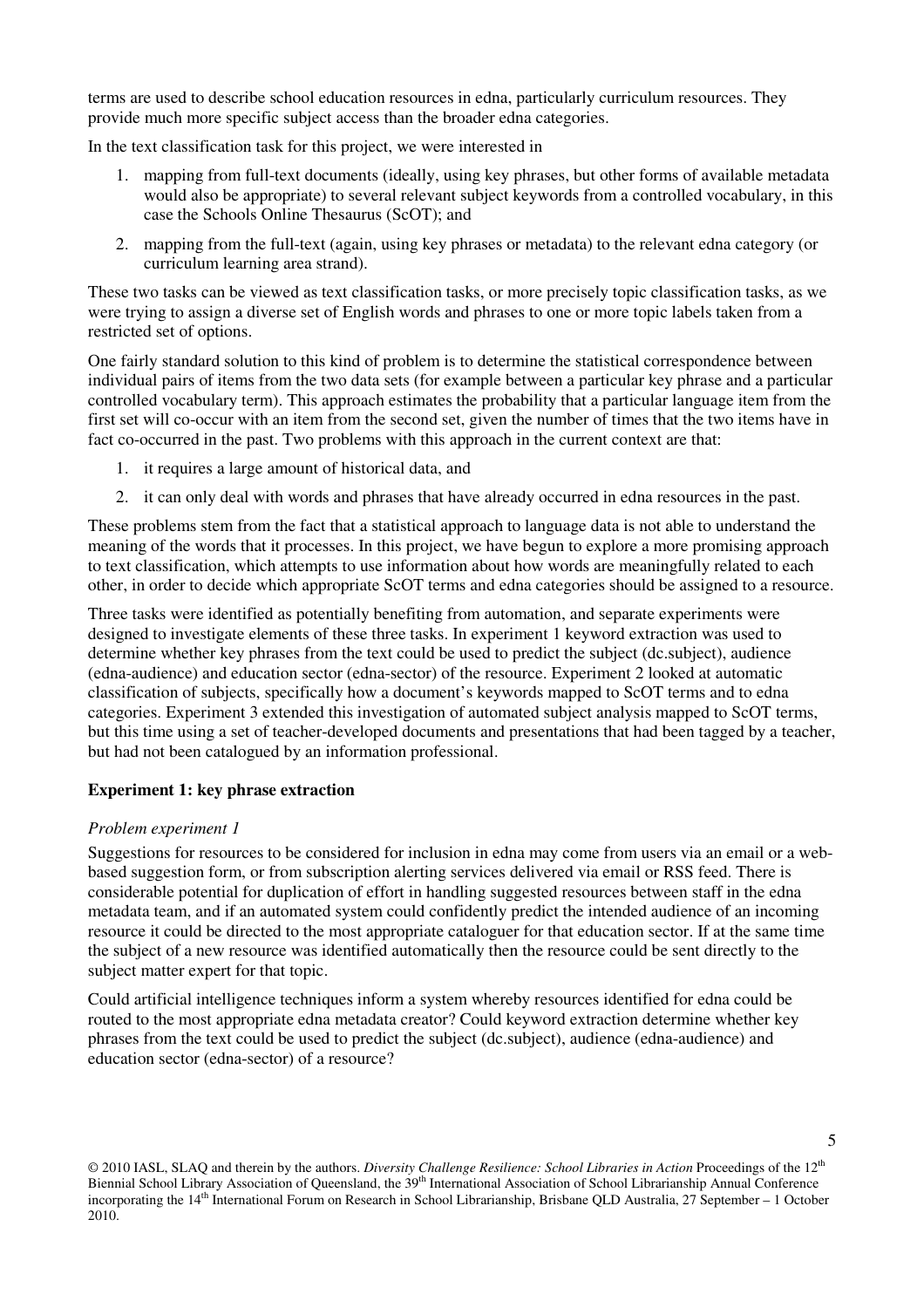terms are used to describe school education resources in edna, particularly curriculum resources. They provide much more specific subject access than the broader edna categories.

In the text classification task for this project, we were interested in

1. mapping from full-text documents (ideally, using key phrases, but other forms of available metadata would also be appropriate) to several relevant subject keywords from a controlled vocabulary, in this case the Schools Online Thesaurus (ScOT); and
2. mapping from the full-text (again, using key phrases or metadata) to the relevant edna category (or curriculum learning area strand).

These two tasks can be viewed as text classification tasks, or more precisely topic classification tasks, as we were trying to assign a diverse set of English words and phrases to one or more topic labels taken from a restricted set of options.

One fairly standard solution to this kind of problem is to determine the statistical correspondence between individual pairs of items from the two data sets (for example between a particular key phrase and a particular controlled vocabulary term). This approach estimates the probability that a particular language item from the first set will co-occur with an item from the second set, given the number of times that the two items have in fact co-occurred in the past. Two problems with this approach in the current context are that:

1. it requires a large amount of historical data, and
2. it can only deal with words and phrases that have already occurred in edna resources in the past.

These problems stem from the fact that a statistical approach to language data is not able to understand the meaning of the words that it processes. In this project, we have begun to explore a more promising approach to text classification, which attempts to use information about how words are meaningfully related to each other, in order to decide which appropriate ScOT terms and edna categories should be assigned to a resource.

Three tasks were identified as potentially benefiting from automation, and separate experiments were designed to investigate elements of these three tasks. In experiment 1 keyword extraction was used to determine whether key phrases from the text could be used to predict the subject (dc.subject), audience (edna-audience) and education sector (edna-sector) of the resource. Experiment 2 looked at automatic classification of subjects, specifically how a document's keywords mapped to ScOT terms and to edna categories. Experiment 3 extended this investigation of automated subject analysis mapped to ScOT terms, but this time using a set of teacher-developed documents and presentations that had been tagged by a teacher, but had not been catalogued by an information professional.

**Experiment 1: key phrase extraction**

*Problem experiment 1*

Suggestions for resources to be considered for inclusion in edna may come from users via an email or a web-based suggestion form, or from subscription alerting services delivered via email or RSS feed. There is considerable potential for duplication of effort in handling suggested resources between staff in the edna metadata team, and if an automated system could confidently predict the intended audience of an incoming resource it could be directed to the most appropriate cataloguer for that education sector. If at the same time the subject of a new resource was identified automatically then the resource could be sent directly to the subject matter expert for that topic.

Could artificial intelligence techniques inform a system whereby resources identified for edna could be routed to the most appropriate edna metadata creator? Could keyword extraction determine whether key phrases from the text could be used to predict the subject (dc.subject), audience (edna-audience) and education sector (edna-sector) of a resource?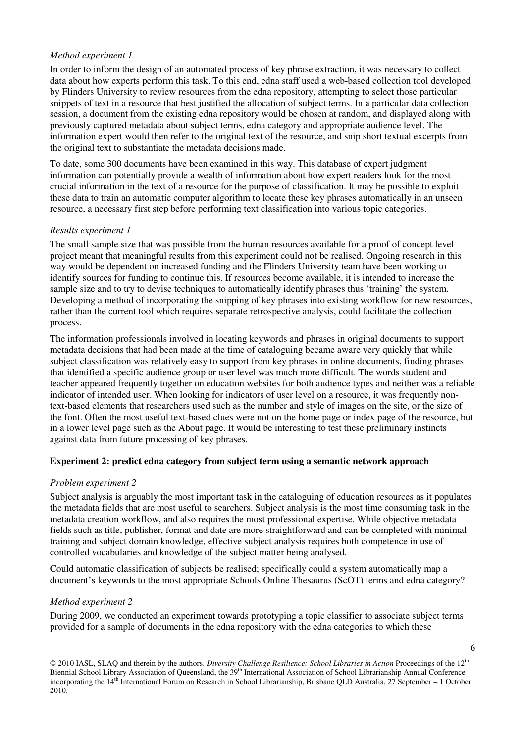*Method experiment 1*

In order to inform the design of an automated process of key phrase extraction, it was necessary to collect data about how experts perform this task. To this end, edna staff used a web-based collection tool developed by Flinders University to review resources from the edna repository, attempting to select those particular snippets of text in a resource that best justified the allocation of subject terms. In a particular data collection session, a document from the existing edna repository would be chosen at random, and displayed along with previously captured metadata about subject terms, edna category and appropriate audience level. The information expert would then refer to the original text of the resource, and snip short textual excerpts from the original text to substantiate the metadata decisions made.

To date, some 300 documents have been examined in this way. This database of expert judgment information can potentially provide a wealth of information about how expert readers look for the most crucial information in the text of a resource for the purpose of classification. It may be possible to exploit these data to train an automatic computer algorithm to locate these key phrases automatically in an unseen resource, a necessary first step before performing text classification into various topic categories.

*Results experiment 1*

The small sample size that was possible from the human resources available for a proof of concept level project meant that meaningful results from this experiment could not be realised. Ongoing research in this way would be dependent on increased funding and the Flinders University team have been working to identify sources for funding to continue this. If resources become available, it is intended to increase the sample size and to try to devise techniques to automatically identify phrases thus 'training' the system. Developing a method of incorporating the snipping of key phrases into existing workflow for new resources, rather than the current tool which requires separate retrospective analysis, could facilitate the collection process.

The information professionals involved in locating keywords and phrases in original documents to support metadata decisions that had been made at the time of cataloguing became aware very quickly that while subject classification was relatively easy to support from key phrases in online documents, finding phrases that identified a specific audience group or user level was much more difficult. The words student and teacher appeared frequently together on education websites for both audience types and neither was a reliable indicator of intended user. When looking for indicators of user level on a resource, it was frequently non-text-based elements that researchers used such as the number and style of images on the site, or the size of the font. Often the most useful text-based clues were not on the home page or index page of the resource, but in a lower level page such as the About page. It would be interesting to test these preliminary instincts against data from future processing of key phrases.

**Experiment 2: predict edna category from subject term using a semantic network approach**

*Problem experiment 2*

Subject analysis is arguably the most important task in the cataloguing of education resources as it populates the metadata fields that are most useful to searchers. Subject analysis is the most time consuming task in the metadata creation workflow, and also requires the most professional expertise. While objective metadata fields such as title, publisher, format and date are more straightforward and can be completed with minimal training and subject domain knowledge, effective subject analysis requires both competence in use of controlled vocabularies and knowledge of the subject matter being analysed.

Could automatic classification of subjects be realised; specifically could a system automatically map a document's keywords to the most appropriate Schools Online Thesaurus (ScOT) terms and edna category?

*Method experiment 2*

During 2009, we conducted an experiment towards prototyping a topic classifier to associate subject terms provided for a sample of documents in the edna repository with the edna categories to which these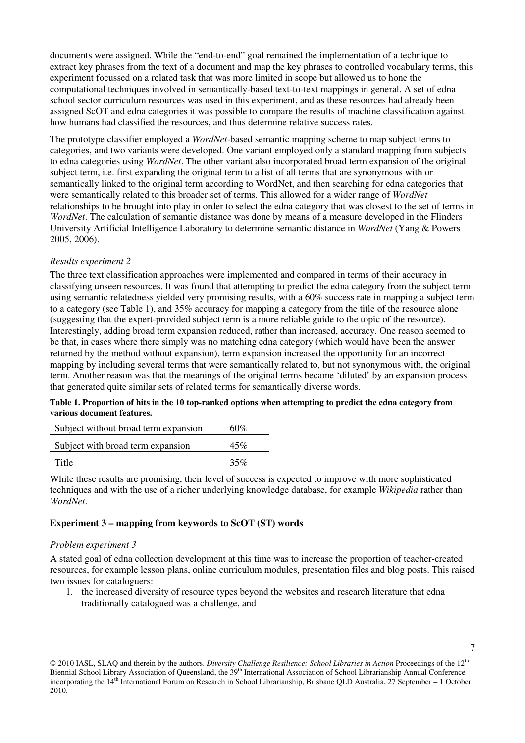documents were assigned. While the "end-to-end" goal remained the implementation of a technique to extract key phrases from the text of a document and map the key phrases to controlled vocabulary terms, this experiment focussed on a related task that was more limited in scope but allowed us to hone the computational techniques involved in semantically-based text-to-text mappings in general. A set of edna school sector curriculum resources was used in this experiment, and as these resources had already been assigned ScOT and edna categories it was possible to compare the results of machine classification against how humans had classified the resources, and thus determine relative success rates.

The prototype classifier employed a *WordNet*-based semantic mapping scheme to map subject terms to categories, and two variants were developed. One variant employed only a standard mapping from subjects to edna categories using *WordNet*. The other variant also incorporated broad term expansion of the original subject term, i.e. first expanding the original term to a list of all terms that are synonymous with or semantically linked to the original term according to WordNet, and then searching for edna categories that were semantically related to this broader set of terms. This allowed for a wider range of *WordNet* relationships to be brought into play in order to select the edna category that was closest to the set of terms in *WordNet*. The calculation of semantic distance was done by means of a measure developed in the Flinders University Artificial Intelligence Laboratory to determine semantic distance in *WordNet* (Yang & Powers 2005, 2006).

*Results experiment 2*

The three text classification approaches were implemented and compared in terms of their accuracy in classifying unseen resources. It was found that attempting to predict the edna category from the subject term using semantic relatedness yielded very promising results, with a 60% success rate in mapping a subject term to a category (see Table 1), and 35% accuracy for mapping a category from the title of the resource alone (suggesting that the expert-provided subject term is a more reliable guide to the topic of the resource). Interestingly, adding broad term expansion reduced, rather than increased, accuracy. One reason seemed to be that, in cases where there simply was no matching edna category (which would have been the answer returned by the method without expansion), term expansion increased the opportunity for an incorrect mapping by including several terms that were semantically related to, but not synonymous with, the original term. Another reason was that the meanings of the original terms became 'diluted' by an expansion process that generated quite similar sets of related terms for semantically diverse words.

**Table 1. Proportion of hits in the 10 top-ranked options when attempting to predict the edna category from various document features.**

| | |
|---|---|
| Subject without broad term expansion | 60% |
| Subject with broad term expansion | 45% |
| Title | 35% |

While these results are promising, their level of success is expected to improve with more sophisticated techniques and with the use of a richer underlying knowledge database, for example *Wikipedia* rather than *WordNet*.

**Experiment 3 – mapping from keywords to ScOT (ST) words**

*Problem experiment 3*

A stated goal of edna collection development at this time was to increase the proportion of teacher-created resources, for example lesson plans, online curriculum modules, presentation files and blog posts. This raised two issues for cataloguers:

1. the increased diversity of resource types beyond the websites and research literature that edna traditionally catalogued was a challenge, and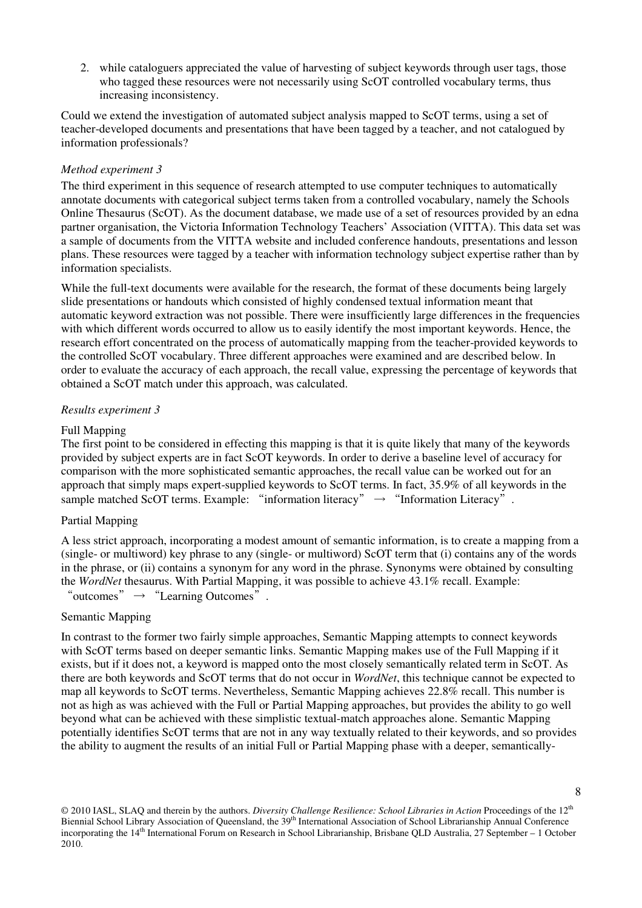2. while cataloguers appreciated the value of harvesting of subject keywords through user tags, those who tagged these resources were not necessarily using ScOT controlled vocabulary terms, thus increasing inconsistency.

Could we extend the investigation of automated subject analysis mapped to ScOT terms, using a set of teacher-developed documents and presentations that have been tagged by a teacher, and not catalogued by information professionals?

*Method experiment 3*

The third experiment in this sequence of research attempted to use computer techniques to automatically annotate documents with categorical subject terms taken from a controlled vocabulary, namely the Schools Online Thesaurus (ScOT). As the document database, we made use of a set of resources provided by an edna partner organisation, the Victoria Information Technology Teachers' Association (VITTA). This data set was a sample of documents from the VITTA website and included conference handouts, presentations and lesson plans. These resources were tagged by a teacher with information technology subject expertise rather than by information specialists.

While the full-text documents were available for the research, the format of these documents being largely slide presentations or handouts which consisted of highly condensed textual information meant that automatic keyword extraction was not possible. There were insufficiently large differences in the frequencies with which different words occurred to allow us to easily identify the most important keywords. Hence, the research effort concentrated on the process of automatically mapping from the teacher-provided keywords to the controlled ScOT vocabulary. Three different approaches were examined and are described below. In order to evaluate the accuracy of each approach, the recall value, expressing the percentage of keywords that obtained a ScOT match under this approach, was calculated.

*Results experiment 3*

Full Mapping

The first point to be considered in effecting this mapping is that it is quite likely that many of the keywords provided by subject experts are in fact ScOT keywords. In order to derive a baseline level of accuracy for comparison with the more sophisticated semantic approaches, the recall value can be worked out for an approach that simply maps expert-supplied keywords to ScOT terms. In fact, 35.9% of all keywords in the sample matched ScOT terms. Example: "information literacy" → "Information Literacy".

Partial Mapping

A less strict approach, incorporating a modest amount of semantic information, is to create a mapping from a (single- or multiword) key phrase to any (single- or multiword) ScOT term that (i) contains any of the words in the phrase, or (ii) contains a synonym for any word in the phrase. Synonyms were obtained by consulting the *WordNet* thesaurus. With Partial Mapping, it was possible to achieve 43.1% recall. Example: "outcomes" → "Learning Outcomes".

Semantic Mapping

In contrast to the former two fairly simple approaches, Semantic Mapping attempts to connect keywords with ScOT terms based on deeper semantic links. Semantic Mapping makes use of the Full Mapping if it exists, but if it does not, a keyword is mapped onto the most closely semantically related term in ScOT. As there are both keywords and ScOT terms that do not occur in *WordNet*, this technique cannot be expected to map all keywords to ScOT terms. Nevertheless, Semantic Mapping achieves 22.8% recall. This number is not as high as was achieved with the Full or Partial Mapping approaches, but provides the ability to go well beyond what can be achieved with these simplistic textual-match approaches alone. Semantic Mapping potentially identifies ScOT terms that are not in any way textually related to their keywords, and so provides the ability to augment the results of an initial Full or Partial Mapping phase with a deeper, semantically-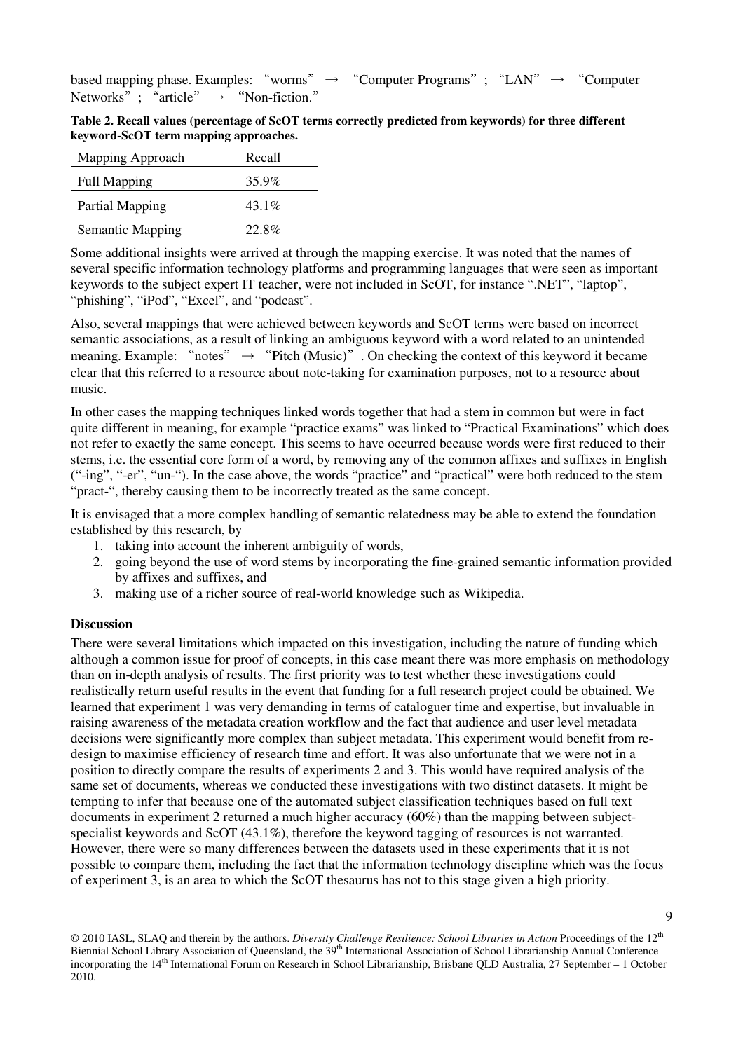based mapping phase. Examples: "worms" → "Computer Programs"; "LAN" → "Computer Networks"; "article" → "Non-fiction."

**Table 2. Recall values (percentage of ScOT terms correctly predicted from keywords) for three different keyword-ScOT term mapping approaches.**

| Mapping Approach | Recall |
| --- | --- |
| Full Mapping | 35.9% |
| Partial Mapping | 43.1% |
| Semantic Mapping | 22.8% |

Some additional insights were arrived at through the mapping exercise. It was noted that the names of several specific information technology platforms and programming languages that were seen as important keywords to the subject expert IT teacher, were not included in ScOT, for instance ".NET", "laptop", "phishing", "iPod", "Excel", and "podcast".

Also, several mappings that were achieved between keywords and ScOT terms were based on incorrect semantic associations, as a result of linking an ambiguous keyword with a word related to an unintended meaning. Example: "notes" → "Pitch (Music)". On checking the context of this keyword it became clear that this referred to a resource about note-taking for examination purposes, not to a resource about music.

In other cases the mapping techniques linked words together that had a stem in common but were in fact quite different in meaning, for example "practice exams" was linked to "Practical Examinations" which does not refer to exactly the same concept. This seems to have occurred because words were first reduced to their stems, i.e. the essential core form of a word, by removing any of the common affixes and suffixes in English ("-ing", "-er", "un-"). In the case above, the words "practice" and "practical" were both reduced to the stem "pract-", thereby causing them to be incorrectly treated as the same concept.

It is envisaged that a more complex handling of semantic relatedness may be able to extend the foundation established by this research, by

1. taking into account the inherent ambiguity of words,
2. going beyond the use of word stems by incorporating the fine-grained semantic information provided by affixes and suffixes, and
3. making use of a richer source of real-world knowledge such as Wikipedia.

**Discussion**

There were several limitations which impacted on this investigation, including the nature of funding which although a common issue for proof of concepts, in this case meant there was more emphasis on methodology than on in-depth analysis of results. The first priority was to test whether these investigations could realistically return useful results in the event that funding for a full research project could be obtained. We learned that experiment 1 was very demanding in terms of cataloguer time and expertise, but invaluable in raising awareness of the metadata creation workflow and the fact that audience and user level metadata decisions were significantly more complex than subject metadata. This experiment would benefit from re-design to maximise efficiency of research time and effort. It was also unfortunate that we were not in a position to directly compare the results of experiments 2 and 3. This would have required analysis of the same set of documents, whereas we conducted these investigations with two distinct datasets. It might be tempting to infer that because one of the automated subject classification techniques based on full text documents in experiment 2 returned a much higher accuracy (60%) than the mapping between subject-specialist keywords and ScOT (43.1%), therefore the keyword tagging of resources is not warranted. However, there were so many differences between the datasets used in these experiments that it is not possible to compare them, including the fact that the information technology discipline which was the focus of experiment 3, is an area to which the ScOT thesaurus has not to this stage given a high priority.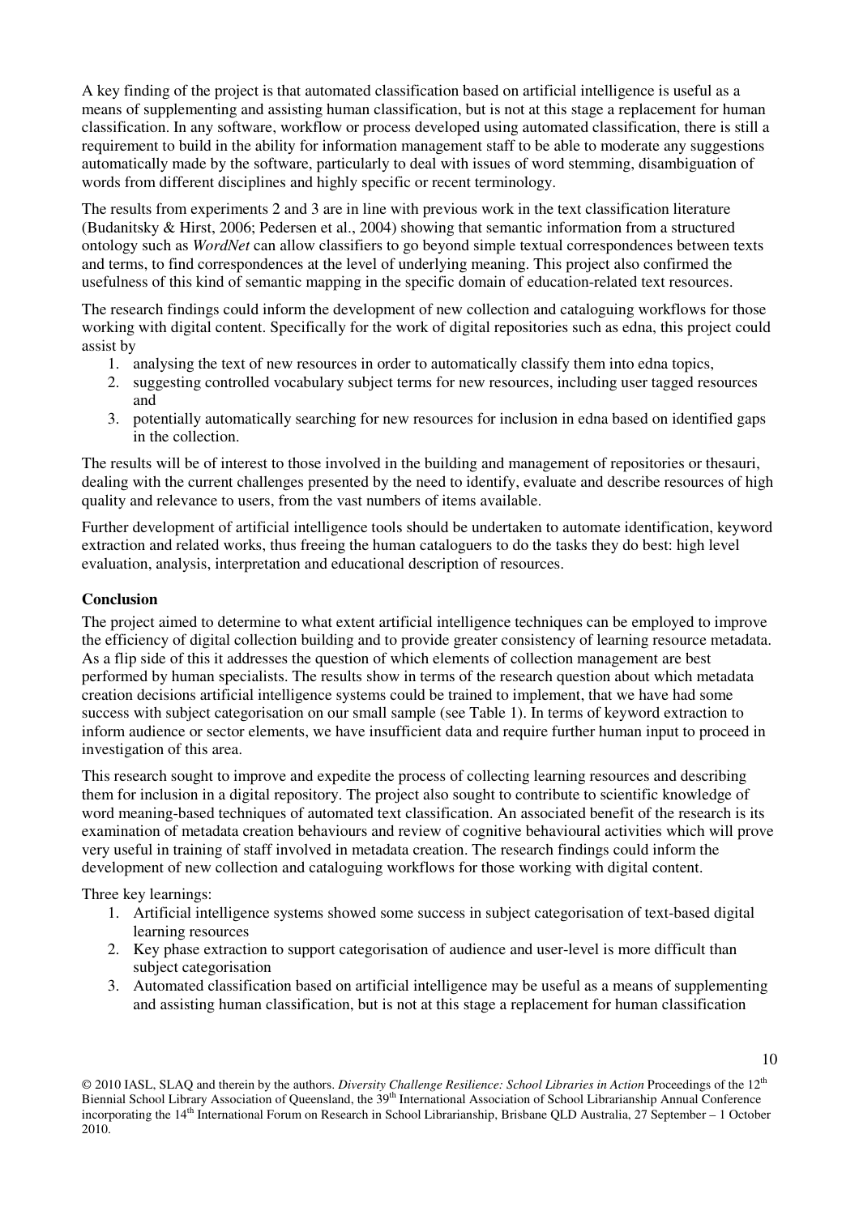A key finding of the project is that automated classification based on artificial intelligence is useful as a means of supplementing and assisting human classification, but is not at this stage a replacement for human classification. In any software, workflow or process developed using automated classification, there is still a requirement to build in the ability for information management staff to be able to moderate any suggestions automatically made by the software, particularly to deal with issues of word stemming, disambiguation of words from different disciplines and highly specific or recent terminology.

The results from experiments 2 and 3 are in line with previous work in the text classification literature (Budanitsky & Hirst, 2006; Pedersen et al., 2004) showing that semantic information from a structured ontology such as *WordNet* can allow classifiers to go beyond simple textual correspondences between texts and terms, to find correspondences at the level of underlying meaning. This project also confirmed the usefulness of this kind of semantic mapping in the specific domain of education-related text resources.

The research findings could inform the development of new collection and cataloguing workflows for those working with digital content. Specifically for the work of digital repositories such as edna, this project could assist by

1. analysing the text of new resources in order to automatically classify them into edna topics,
2. suggesting controlled vocabulary subject terms for new resources, including user tagged resources and
3. potentially automatically searching for new resources for inclusion in edna based on identified gaps in the collection.

The results will be of interest to those involved in the building and management of repositories or thesauri, dealing with the current challenges presented by the need to identify, evaluate and describe resources of high quality and relevance to users, from the vast numbers of items available.

Further development of artificial intelligence tools should be undertaken to automate identification, keyword extraction and related works, thus freeing the human cataloguers to do the tasks they do best: high level evaluation, analysis, interpretation and educational description of resources.

**Conclusion**

The project aimed to determine to what extent artificial intelligence techniques can be employed to improve the efficiency of digital collection building and to provide greater consistency of learning resource metadata. As a flip side of this it addresses the question of which elements of collection management are best performed by human specialists. The results show in terms of the research question about which metadata creation decisions artificial intelligence systems could be trained to implement, that we have had some success with subject categorisation on our small sample (see Table 1). In terms of keyword extraction to inform audience or sector elements, we have insufficient data and require further human input to proceed in investigation of this area.

This research sought to improve and expedite the process of collecting learning resources and describing them for inclusion in a digital repository. The project also sought to contribute to scientific knowledge of word meaning-based techniques of automated text classification. An associated benefit of the research is its examination of metadata creation behaviours and review of cognitive behavioural activities which will prove very useful in training of staff involved in metadata creation. The research findings could inform the development of new collection and cataloguing workflows for those working with digital content.

Three key learnings:

1. Artificial intelligence systems showed some success in subject categorisation of text-based digital learning resources
2. Key phase extraction to support categorisation of audience and user-level is more difficult than subject categorisation
3. Automated classification based on artificial intelligence may be useful as a means of supplementing and assisting human classification, but is not at this stage a replacement for human classification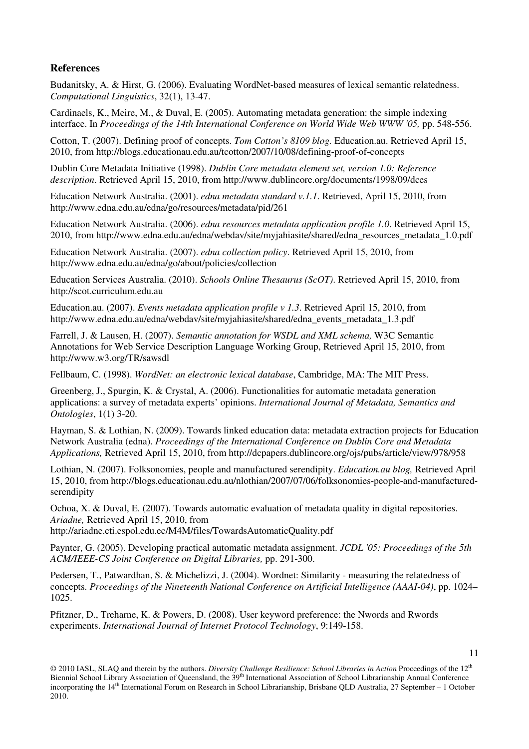## References

Budanitsky, A. & Hirst, G. (2006). Evaluating WordNet-based measures of lexical semantic relatedness. *Computational Linguistics*, 32(1), 13-47.

Cardinaels, K., Meire, M., & Duval, E. (2005). Automating metadata generation: the simple indexing interface. In *Proceedings of the 14th International Conference on World Wide Web WWW '05,* pp. 548-556.

Cotton, T. (2007). Defining proof of concepts. *Tom Cotton's 8109 blog.* Education.au. Retrieved April 15, 2010, from http://blogs.educationau.edu.au/tcotton/2007/10/08/defining-proof-of-concepts

Dublin Core Metadata Initiative (1998). *Dublin Core metadata element set, version 1.0: Reference description*. Retrieved April 15, 2010, from http://www.dublincore.org/documents/1998/09/dces

Education Network Australia. (2001). *edna metadata standard v.1.1*. Retrieved, April 15, 2010, from http://www.edna.edu.au/edna/go/resources/metadata/pid/261

Education Network Australia. (2006). *edna resources metadata application profile 1.0*. Retrieved April 15, 2010, from http://www.edna.edu.au/edna/webdav/site/myjahiasite/shared/edna_resources_metadata_1.0.pdf

Education Network Australia. (2007). *edna collection policy*. Retrieved April 15, 2010, from http://www.edna.edu.au/edna/go/about/policies/collection

Education Services Australia. (2010). *Schools Online Thesaurus (ScOT)*. Retrieved April 15, 2010, from http://scot.curriculum.edu.au

Education.au. (2007). *Events metadata application profile v 1.3*. Retrieved April 15, 2010, from http://www.edna.edu.au/edna/webdav/site/myjahiasite/shared/edna_events_metadata_1.3.pdf

Farrell, J. & Lausen, H. (2007). *Semantic annotation for WSDL and XML schema,* W3C Semantic Annotations for Web Service Description Language Working Group, Retrieved April 15, 2010, from http://www.w3.org/TR/sawsdl

Fellbaum, C. (1998). *WordNet: an electronic lexical database*, Cambridge, MA: The MIT Press.

Greenberg, J., Spurgin, K. & Crystal, A. (2006). Functionalities for automatic metadata generation applications: a survey of metadata experts' opinions. *International Journal of Metadata, Semantics and Ontologies*, 1(1) 3-20.

Hayman, S. & Lothian, N. (2009). Towards linked education data: metadata extraction projects for Education Network Australia (edna). *Proceedings of the International Conference on Dublin Core and Metadata Applications,* Retrieved April 15, 2010, from http://dcpapers.dublincore.org/ojs/pubs/article/view/978/958

Lothian, N. (2007). Folksonomies, people and manufactured serendipity. *Education.au blog,* Retrieved April 15, 2010, from http://blogs.educationau.edu.au/nlothian/2007/07/06/folksonomies-people-and-manufactured-serendipity

Ochoa, X. & Duval, E. (2007). Towards automatic evaluation of metadata quality in digital repositories. *Ariadne,* Retrieved April 15, 2010, from http://ariadne.cti.espol.edu.ec/M4M/files/TowardsAutomaticQuality.pdf

Paynter, G. (2005). Developing practical automatic metadata assignment. *JCDL '05: Proceedings of the 5th ACM/IEEE-CS Joint Conference on Digital Libraries,* pp. 291-300.

Pedersen, T., Patwardhan, S. & Michelizzi, J. (2004). Wordnet: Similarity - measuring the relatedness of concepts. *Proceedings of the Nineteenth National Conference on Artificial Intelligence (AAAI-04)*, pp. 1024–1025.

Pfitzner, D., Treharne, K. & Powers, D. (2008). User keyword preference: the Nwords and Rwords experiments. *International Journal of Internet Protocol Technology*, 9:149-158.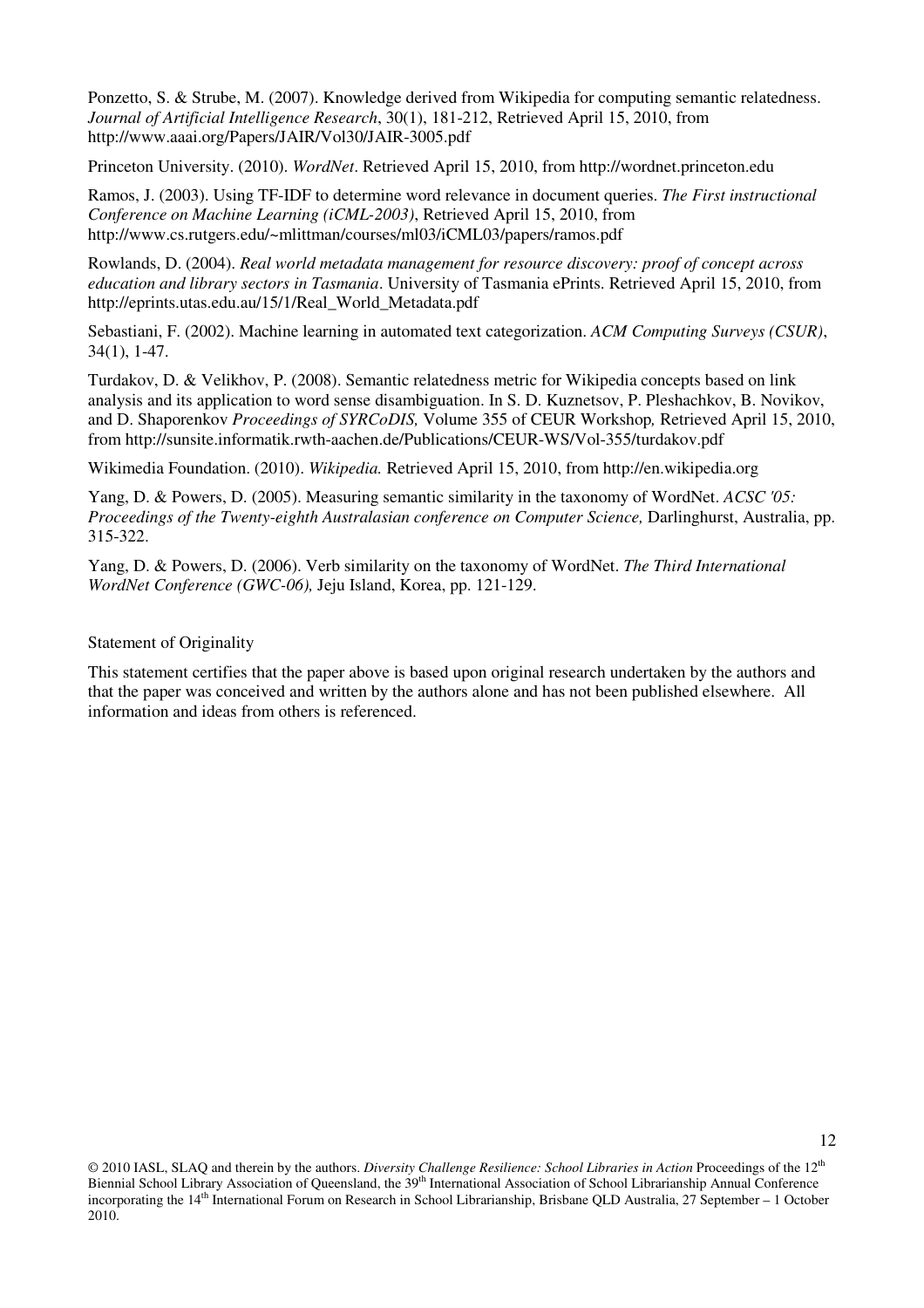Ponzetto, S. & Strube, M. (2007). Knowledge derived from Wikipedia for computing semantic relatedness. *Journal of Artificial Intelligence Research*, 30(1), 181-212, Retrieved April 15, 2010, from http://www.aaai.org/Papers/JAIR/Vol30/JAIR-3005.pdf

Princeton University. (2010). *WordNet*. Retrieved April 15, 2010, from http://wordnet.princeton.edu

Ramos, J. (2003). Using TF-IDF to determine word relevance in document queries. *The First instructional Conference on Machine Learning (iCML-2003)*, Retrieved April 15, 2010, from http://www.cs.rutgers.edu/~mlittman/courses/ml03/iCML03/papers/ramos.pdf

Rowlands, D. (2004). *Real world metadata management for resource discovery: proof of concept across education and library sectors in Tasmania*. University of Tasmania ePrints. Retrieved April 15, 2010, from http://eprints.utas.edu.au/15/1/Real_World_Metadata.pdf

Sebastiani, F. (2002). Machine learning in automated text categorization. *ACM Computing Surveys (CSUR)*, 34(1), 1-47.

Turdakov, D. & Velikhov, P. (2008). Semantic relatedness metric for Wikipedia concepts based on link analysis and its application to word sense disambiguation. In S. D. Kuznetsov, P. Pleshachkov, B. Novikov, and D. Shaporenkov *Proceedings of SYRCoDIS,* Volume 355 of CEUR Workshop*,* Retrieved April 15, 2010, from http://sunsite.informatik.rwth-aachen.de/Publications/CEUR-WS/Vol-355/turdakov.pdf

Wikimedia Foundation. (2010). *Wikipedia.* Retrieved April 15, 2010, from http://en.wikipedia.org

Yang, D. & Powers, D. (2005). Measuring semantic similarity in the taxonomy of WordNet. *ACSC '05: Proceedings of the Twenty-eighth Australasian conference on Computer Science,* Darlinghurst, Australia, pp. 315-322.

Yang, D. & Powers, D. (2006). Verb similarity on the taxonomy of WordNet. *The Third International WordNet Conference (GWC-06),* Jeju Island, Korea, pp. 121-129.

Statement of Originality

This statement certifies that the paper above is based upon original research undertaken by the authors and that the paper was conceived and written by the authors alone and has not been published elsewhere. All information and ideas from others is referenced.